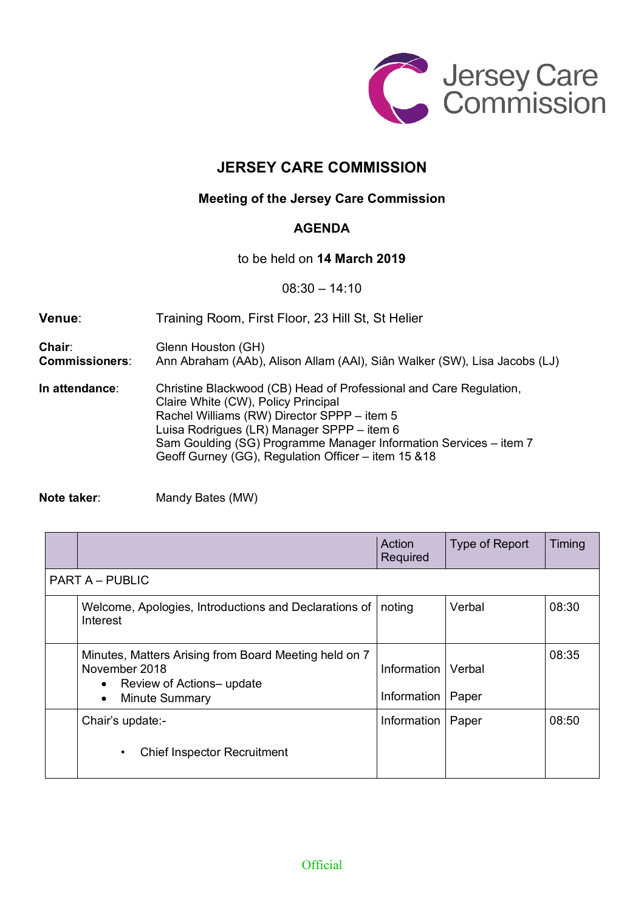# JERSEY CARE COMMISSION

## Meeting of the Jersey Care Commission

## AGENDA

to be held on **14 March 2019**

08:30 – 14:10

**Venue**: Training Room, First Floor, 23 Hill St, St Helier

**Chair**: Glenn Houston (GH)
**Commissioners**: Ann Abraham (AAb), Alison Allam (AAl), Siân Walker (SW), Lisa Jacobs (LJ)

**In attendance**: Christine Blackwood (CB) Head of Professional and Care Regulation,
Claire White (CW), Policy Principal
Rachel Williams (RW) Director SPPP – item 5
Luisa Rodrigues (LR) Manager SPPP – item 6
Sam Goulding (SG) Programme Manager Information Services – item 7
Geoff Gurney (GG), Regulation Officer – item 15 &18

**Note taker**: Mandy Bates (MW)

| | | Action Required | Type of Report | Timing |
|---|---|---|---|---|
| PART A – PUBLIC | | | | |
| | Welcome, Apologies, Introductions and Declarations of Interest | noting | Verbal | 08:30 |
| | Minutes, Matters Arising from Board Meeting held on 7 November 2018<br>• Review of Actions– update<br>• Minute Summary | Information<br>Information | Verbal<br>Paper | 08:35 |
| | Chair's update:-<br>• Chief Inspector Recruitment | Information | Paper | 08:50 |

Official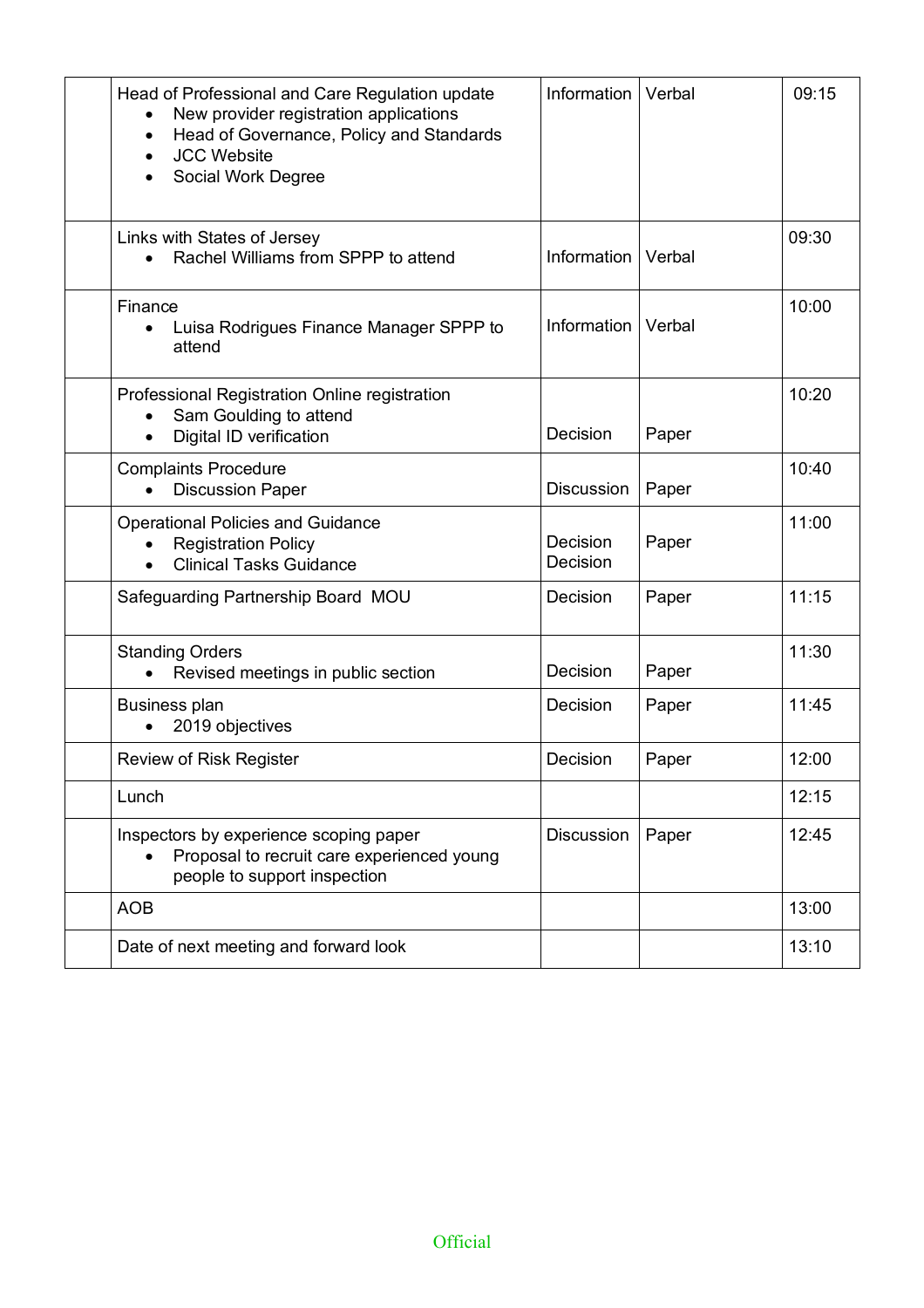| | | | | |
|---|---|---|---|---|
| | Head of Professional and Care Regulation update<br>• New provider registration applications<br>• Head of Governance, Policy and Standards<br>• JCC Website<br>• Social Work Degree | Information | Verbal | 09:15 |
| | Links with States of Jersey<br>• Rachel Williams from SPPP to attend | Information | Verbal | 09:30 |
| | Finance<br>• Luisa Rodrigues Finance Manager SPPP to attend | Information | Verbal | 10:00 |
| | Professional Registration Online registration<br>• Sam Goulding to attend<br>• Digital ID verification | Decision | Paper | 10:20 |
| | Complaints Procedure<br>• Discussion Paper | Discussion | Paper | 10:40 |
| | Operational Policies and Guidance<br>• Registration Policy<br>• Clinical Tasks Guidance | Decision<br>Decision | Paper | 11:00 |
| | Safeguarding Partnership Board MOU | Decision | Paper | 11:15 |
| | Standing Orders<br>• Revised meetings in public section | Decision | Paper | 11:30 |
| | Business plan<br>• 2019 objectives | Decision | Paper | 11:45 |
| | Review of Risk Register | Decision | Paper | 12:00 |
| | Lunch | | | 12:15 |
| | Inspectors by experience scoping paper<br>• Proposal to recruit care experienced young people to support inspection | Discussion | Paper | 12:45 |
| | AOB | | | 13:00 |
| | Date of next meeting and forward look | | | 13:10 |

Official